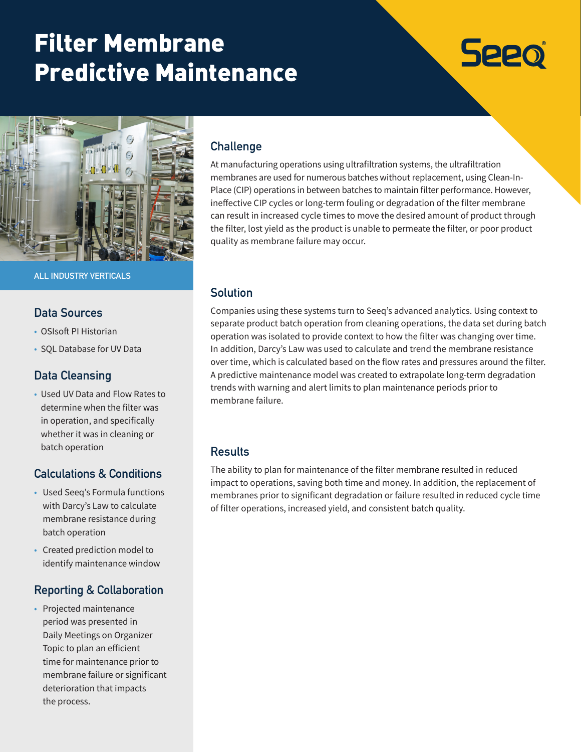# Filter Membrane Predictive Maintenance

Seeq

ALL INDUSTRY VERTICALS

## Data Sources

- OSIsoft PI Historian
- SQL Database for UV Data

## Data Cleansing

- Used UV Data and Flow Rates to determine when the filter was in operation, and specifically whether it was in cleaning or batch operation

## Calculations & Conditions

- Used Seeq's Formula functions with Darcy's Law to calculate membrane resistance during batch operation
- Created prediction model to identify maintenance window

## Reporting & Collaboration

- Projected maintenance period was presented in Daily Meetings on Organizer Topic to plan an efficient time for maintenance prior to membrane failure or significant deterioration that impacts the process.

## Challenge

At manufacturing operations using ultrafiltration systems, the ultrafiltration membranes are used for numerous batches without replacement, using Clean-In-Place (CIP) operations in between batches to maintain filter performance. However, ineffective CIP cycles or long-term fouling or degradation of the filter membrane can result in increased cycle times to move the desired amount of product through the filter, lost yield as the product is unable to permeate the filter, or poor product quality as membrane failure may occur.

## Solution

Companies using these systems turn to Seeq's advanced analytics. Using context to separate product batch operation from cleaning operations, the data set during batch operation was isolated to provide context to how the filter was changing over time. In addition, Darcy's Law was used to calculate and trend the membrane resistance over time, which is calculated based on the flow rates and pressures around the filter. A predictive maintenance model was created to extrapolate long-term degradation trends with warning and alert limits to plan maintenance periods prior to membrane failure.

## Results

The ability to plan for maintenance of the filter membrane resulted in reduced impact to operations, saving both time and money. In addition, the replacement of membranes prior to significant degradation or failure resulted in reduced cycle time of filter operations, increased yield, and consistent batch quality.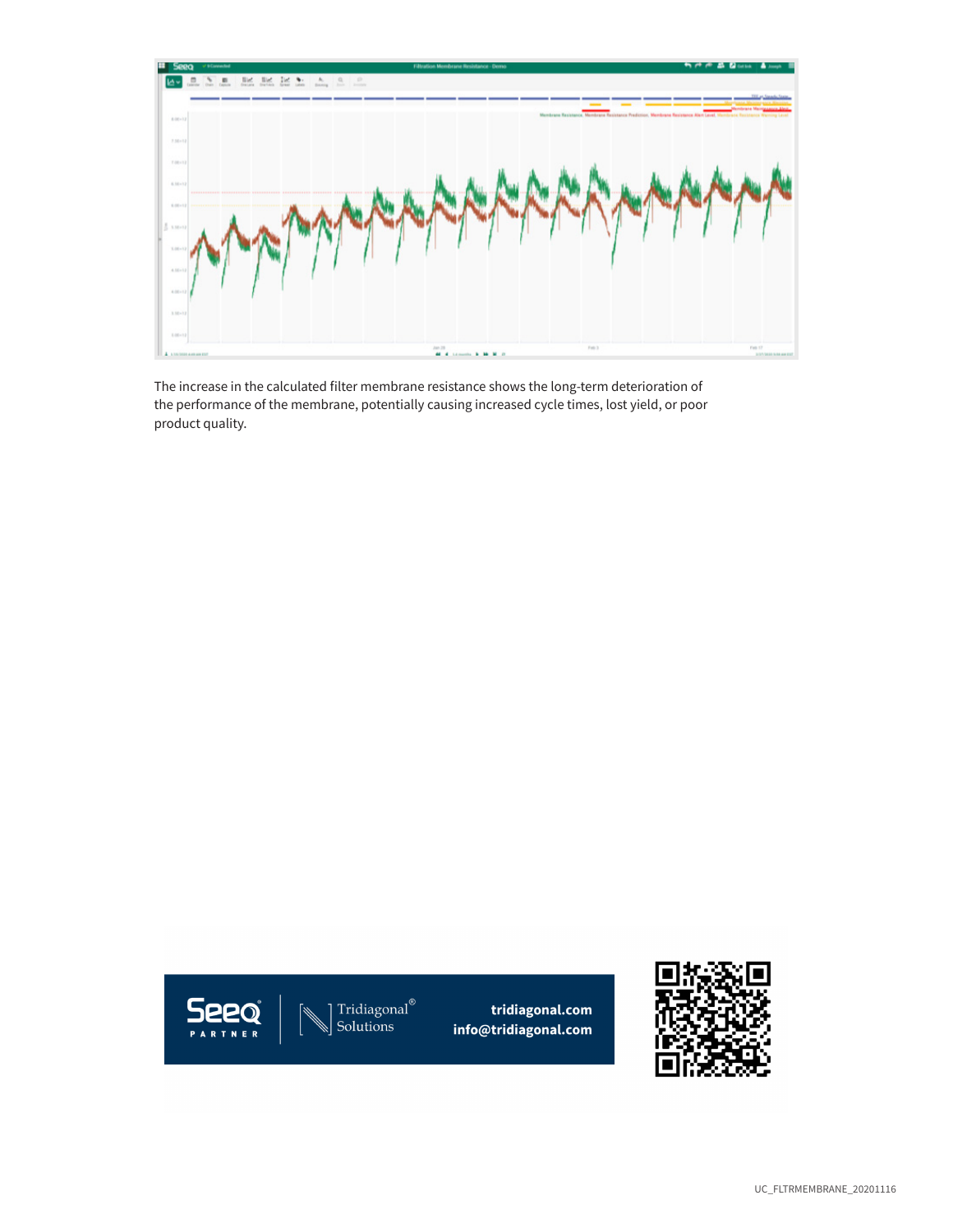The increase in the calculated filter membrane resistance shows the long-term deterioration of the performance of the membrane, potentially causing increased cycle times, lost yield, or poor product quality.

Seeq PARTNER

Tridiagonal® Solutions

tridiagonal.com
info@tridiagonal.com

UC_FLTRMEMBRANE_20201116